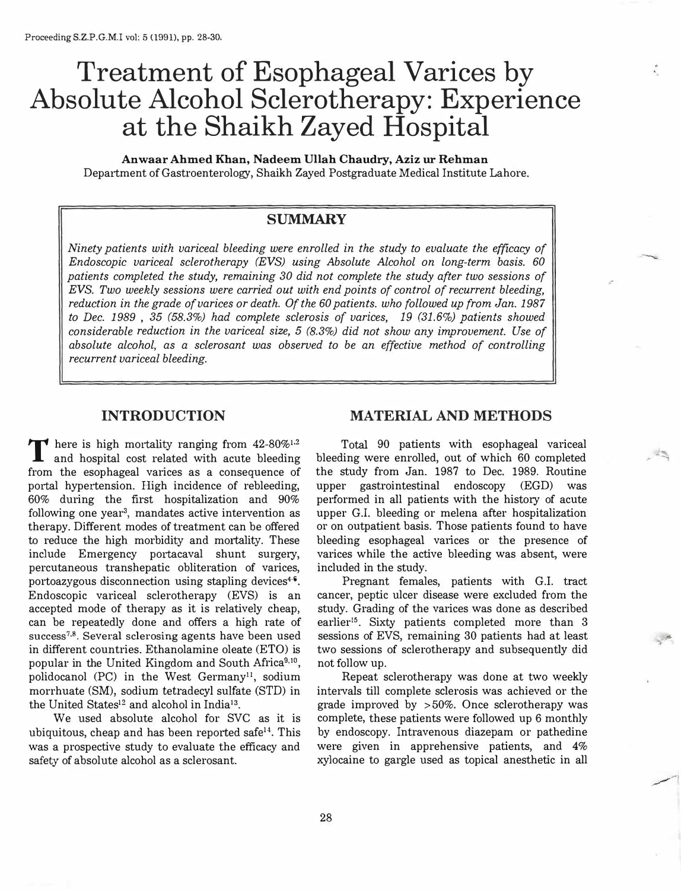# Treatment of Esophageal Varices by Absolute Alcohol Sclerotherapy: Experience at the Shaikh Zayed Hospital

**Anwaar Ahmed Khan, Nadeem Ullah Chaudry, Aziz ur Rehman**
Department of Gastroenterology, Shaikh Zayed Postgraduate Medical Institute Lahore.

## SUMMARY

*Ninety patients with variceal bleeding were enrolled in the study to evaluate the efficacy of Endoscopic variceal sclerotherapy (EVS) using Absolute Alcohol on long-term basis. 60 patients completed the study, remaining 30 did not complete the study after two sessions of EVS. Two weekly sessions were carried out with end points of control of recurrent bleeding, reduction in the grade of varices or death. Of the 60 patients. who followed up from Jan. 1987 to Dec. 1989 , 35 (58.3%) had complete sclerosis of varices, 19 (31.6%) patients showed considerable reduction in the variceal size, 5 (8.3%) did not show any improvement. Use of absolute alcohol, as a sclerosant was observed to be an effective method of controlling recurrent variceal bleeding.*

## INTRODUCTION

There is high mortality ranging from 42-80%[1,2] and hospital cost related with acute bleeding from the esophageal varices as a consequence of portal hypertension. High incidence of rebleeding, 60% during the first hospitalization and 90% following one year[3], mandates active intervention as therapy. Different modes of treatment can be offered to reduce the high morbidity and mortality. These include Emergency portacaval shunt surgery, percutaneous transhepatic obliteration of varices, portoazygous disconnection using stapling devices[4-6]. Endoscopic variceal sclerotherapy (EVS) is an accepted mode of therapy as it is relatively cheap, can be repeatedly done and offers a high rate of success[7,8]. Several sclerosing agents have been used in different countries. Ethanolamine oleate (ETO) is popular in the United Kingdom and South Africa[9,10], polidocanol (PC) in the West Germany[11], sodium morrhuate (SM), sodium tetradecyl sulfate (STD) in the United States[12] and alcohol in India[13].

We used absolute alcohol for SVC as it is ubiquitous, cheap and has been reported safe[14]. This was a prospective study to evaluate the efficacy and safety of absolute alcohol as a sclerosant.

## MATERIAL AND METHODS

Total 90 patients with esophageal variceal bleeding were enrolled, out of which 60 completed the study from Jan. 1987 to Dec. 1989. Routine upper gastrointestinal endoscopy (EGD) was performed in all patients with the history of acute upper G.I. bleeding or melena after hospitalization or on outpatient basis. Those patients found to have bleeding esophageal varices or the presence of varices while the active bleeding was absent, were included in the study.

Pregnant females, patients with G.I. tract cancer, peptic ulcer disease were excluded from the study. Grading of the varices was done as described earlier[15]. Sixty patients completed more than 3 sessions of EVS, remaining 30 patients had at least two sessions of sclerotherapy and subsequently did not follow up.

Repeat sclerotherapy was done at two weekly intervals till complete sclerosis was achieved or the grade improved by >50%. Once sclerotherapy was complete, these patients were followed up 6 monthly by endoscopy. Intravenous diazepam or pathedine were given in apprehensive patients, and 4% xylocaine to gargle used as topical anesthetic in all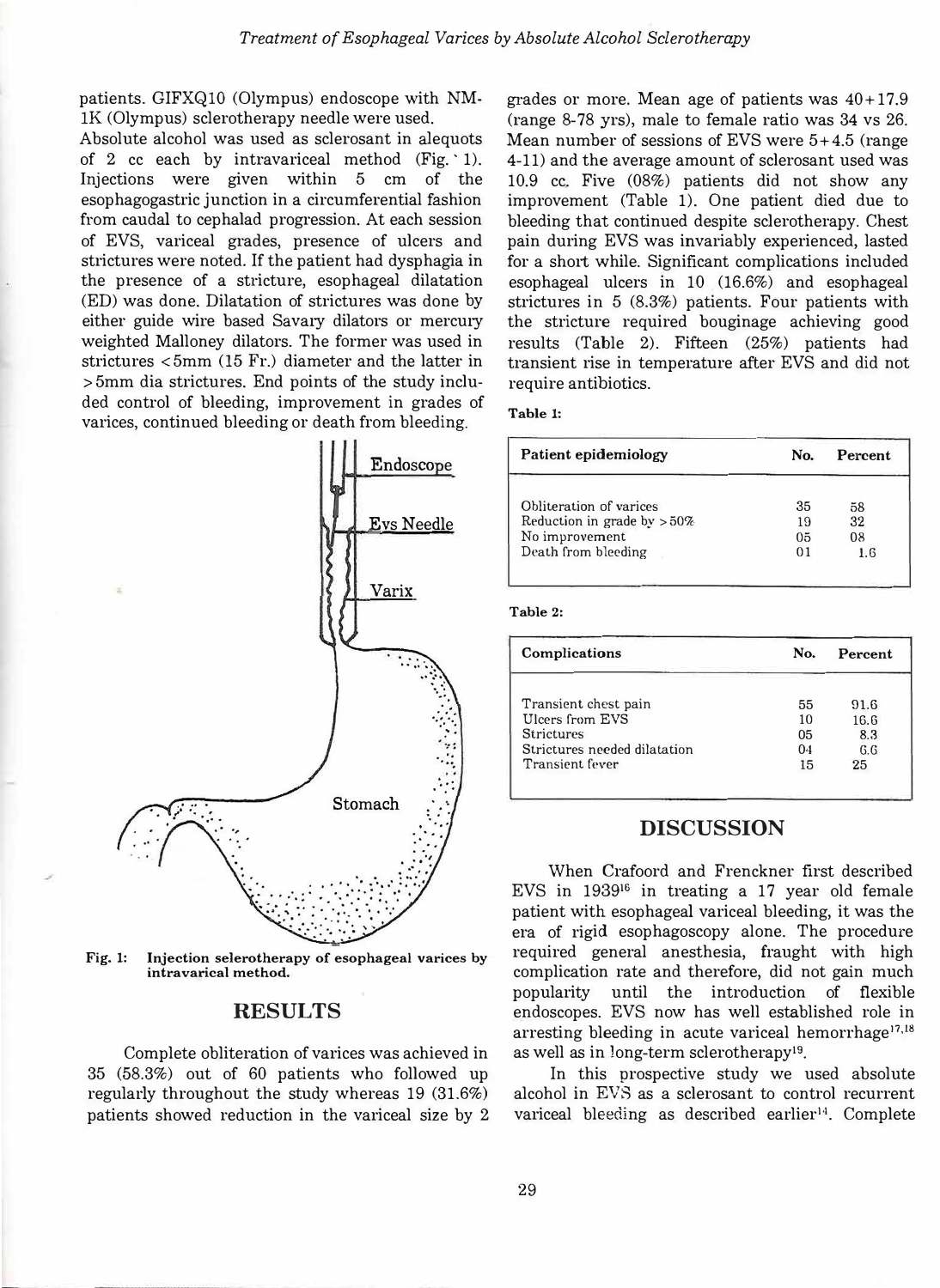patients. GIFXQ10 (Olympus) endoscope with NM-1K (Olympus) sclerotherapy needle were used.

Absolute alcohol was used as sclerosant in alequots of 2 cc each by intravariceal method (Fig. 1). Injections were given within 5 cm of the esophagogastric junction in a circumferential fashion from caudal to cephalad progression. At each session of EVS, variceal grades, presence of ulcers and strictures were noted. If the patient had dysphagia in the presence of a stricture, esophageal dilatation (ED) was done. Dilatation of strictures was done by either guide wire based Savary dilators or mercury weighted Malloney dilators. The former was used in strictures <5mm (15 Fr.) diameter and the latter in >5mm dia strictures. End points of the study included control of bleeding, improvement in grades of varices, continued bleeding or death from bleeding.

**Fig. 1: Injection selerotherapy of esophageal varices by intravarical method.**

## RESULTS

Complete obliteration of varices was achieved in 35 (58.3%) out of 60 patients who followed up regularly throughout the study whereas 19 (31.6%) patients showed reduction in the variceal size by 2 grades or more. Mean age of patients was 40+17.9 (range 8-78 yrs), male to female ratio was 34 vs 26. Mean number of sessions of EVS were 5+4.5 (range 4-11) and the average amount of sclerosant used was 10.9 cc. Five (08%) patients did not show any improvement (Table 1). One patient died due to bleeding that continued despite sclerotherapy. Chest pain during EVS was invariably experienced, lasted for a short while. Significant complications included esophageal ulcers in 10 (16.6%) and esophageal strictures in 5 (8.3%) patients. Four patients with the stricture required bouginage achieving good results (Table 2). Fifteen (25%) patients had transient rise in temperature after EVS and did not require antibiotics.

**Table 1:**

| Patient epidemiology | No. | Percent |
|---|---|---|
| Obliteration of varices | 35 | 58 |
| Reduction in grade by >50% | 19 | 32 |
| No improvement | 05 | 08 |
| Death from bleeding | 01 | 1.6 |

**Table 2:**

| Complications | No. | Percent |
|---|---|---|
| Transient chest pain | 55 | 91.6 |
| Ulcers from EVS | 10 | 16.6 |
| Strictures | 05 | 8.3 |
| Strictures needed dilatation | 04 | 6.6 |
| Transient fever | 15 | 25 |

## DISCUSSION

When Crafoord and Frenckner first described EVS in 1939[16] in treating a 17 year old female patient with esophageal variceal bleeding, it was the era of rigid esophagoscopy alone. The procedure required general anesthesia, fraught with high complication rate and therefore, did not gain much popularity until the introduction of flexible endoscopes. EVS now has well established role in arresting bleeding in acute variceal hemorrhage[17,18] as well as in long-term sclerotherapy[19].

In this prospective study we used absolute alcohol in EVS as a sclerosant to control recurrent variceal bleeding as described earlier[14]. Complete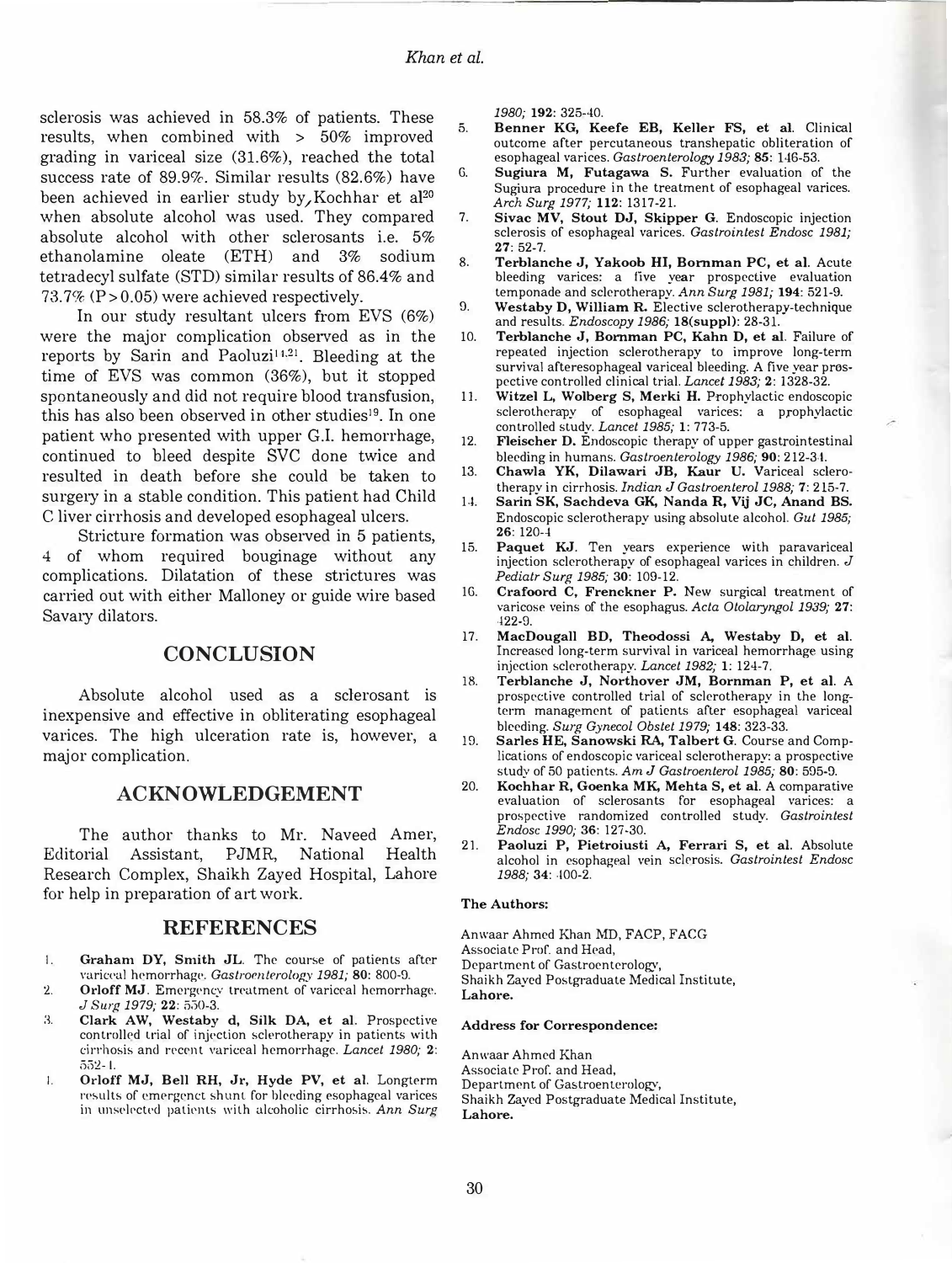sclerosis was achieved in 58.3% of patients. These results, when combined with > 50% improved grading in variceal size (31.6%), reached the total success rate of 89.9%. Similar results (82.6%) have been achieved in earlier study by Kochhar et al[20] when absolute alcohol was used. They compared absolute alcohol with other sclerosants i.e. 5% ethanolamine oleate (ETH) and 3% sodium tetradecyl sulfate (STD) similar results of 86.4% and 73.7% (P > 0.05) were achieved respectively.

In our study resultant ulcers from EVS (6%) were the major complication observed as in the reports by Sarin and Paoluzi[14,21]. Bleeding at the time of EVS was common (36%), but it stopped spontaneously and did not require blood transfusion, this has also been observed in other studies[19]. In one patient who presented with upper G.I. hemorrhage, continued to bleed despite SVC done twice and resulted in death before she could be taken to surgery in a stable condition. This patient had Child C liver cirrhosis and developed esophageal ulcers.

Stricture formation was observed in 5 patients, 4 of whom required bouginage without any complications. Dilatation of these strictures was carried out with either Malloney or guide wire based Savary dilators.

## CONCLUSION

Absolute alcohol used as a sclerosant is inexpensive and effective in obliterating esophageal varices. The high ulceration rate is, however, a major complication.

## ACKNOWLEDGEMENT

The author thanks to Mr. Naveed Amer, Editorial Assistant, PJMR, National Health Research Complex, Shaikh Zayed Hospital, Lahore for help in preparation of art work.

## REFERENCES

1. **Graham DY, Smith JL**. The course of patients after variceal hemorrhage. *Gastroenterology 1981;* **80**: 800-9.
2. **Orloff MJ**. Emergency treatment of variceal hemorrhage. *J Surg 1979;* **22**: 550-3.
3. **Clark AW, Westaby d, Silk DA, et al**. Prospective controlled trial of injection sclerotherapy in patients with cirrhosis and recent variceal hemorrhage. *Lancet 1980;* **2**: 552-4.
4. **Orloff MJ, Bell RH, Jr, Hyde PV, et al**. Longterm results of emergenct shunt for bleeding esophageal varices in unselected patients with alcoholic cirrhosis. *Ann Surg 1980;* **192**: 325-40.
5. **Benner KG, Keefe EB, Keller FS, et al**. Clinical outcome after percutaneous transhepatic obliteration of esophageal varices. *Gastroenterology 1983;* **85**: 146-53.
6. **Sugiura M, Futagawa S**. Further evaluation of the Sugiura procedure in the treatment of esophageal varices. *Arch Surg 1977;* **112**: 1317-21.
7. **Sivac MV, Stout DJ, Skipper G**. Endoscopic injection sclerosis of esophageal varices. *Gastrointest Endosc 1981;* **27**: 52-7.
8. **Terblanche J, Yakoob HI, Bornman PC, et al**. Acute bleeding varices: a five year prospective evaluation temponade and sclerotherapy. *Ann Surg 1981;* **194**: 521-9.
9. **Westaby D, William R**. Elective sclerotherapy-technique and results. *Endoscopy 1986;* **18(suppl)**: 28-31.
10. **Terblanche J, Bornman PC, Kahn D, et al**. Failure of repeated injection sclerotherapy to improve long-term survival afteresophageal variceal bleeding. A five year prospective controlled clinical trial. *Lancet 1983;* **2**: 1328-32.
11. **Witzel L, Wolberg S, Merki H**. Prophylactic endoscopic sclerotherapy of esophageal varices: a prophylactic controlled study. *Lancet 1985;* **1**: 773-5.
12. **Fleischer D**. Endoscopic therapy of upper gastrointestinal bleeding in humans. *Gastroenterology 1986;* **90**: 212-34.
13. **Chawla YK, Dilawari JB, Kaur U**. Variceal sclerotherapy in cirrhosis. *Indian J Gastroenterol 1988;* **7**: 215-7.
14. **Sarin SK, Sachdeva GK, Nanda R, Vij JC, Anand BS**. Endoscopic sclerotherapy using absolute alcohol. *Gut 1985;* **26**: 120-4
15. **Paquet KJ**. Ten years experience with paravariceal injection sclerotherapy of esophageal varices in children. *J Pediatr Surg 1985;* **30**: 109-12.
16. **Crafoord C, Frenckner P**. New surgical treatment of varicose veins of the esophagus. *Acta Otolaryngol 1939;* **27**: 422-9.
17. **MacDougall BD, Theodossi A, Westaby D, et al**. Increased long-term survival in variceal hemorrhage using injection sclerotherapy. *Lancet 1982;* **1**: 124-7.
18. **Terblanche J, Northover JM, Bornman P, et al**. A prospective controlled trial of sclerotherapy in the long-term management of patients after esophageal variceal bleeding. *Surg Gynecol Obstet 1979;* **148**: 323-33.
19. **Sarles HE, Sanowski RA, Talbert G**. Course and Complications of endoscopic variceal sclerotherapy: a prospective study of 50 patients. *Am J Gastroenterol 1985;* **80**: 595-9.
20. **Kochhar R, Goenka MK, Mehta S, et al**. A comparative evaluation of sclerosants for esophageal varices: a prospective randomized controlled study. *Gastrointest Endosc 1990;* **36**: 127-30.
21. **Paoluzi P, Pietroiusti A, Ferrari S, et al**. Absolute alcohol in esophageal vein sclerosis. *Gastrointest Endosc 1988;* **34**: 400-2.

**The Authors:**

Anwaar Ahmed Khan MD, FACP, FACG
Associate Prof. and Head,
Department of Gastroenterology,
Shaikh Zayed Postgraduate Medical Institute,
**Lahore.**

**Address for Correspondence:**

Anwaar Ahmed Khan
Associate Prof. and Head,
Department of Gastroenterology,
Shaikh Zayed Postgraduate Medical Institute,
**Lahore.**